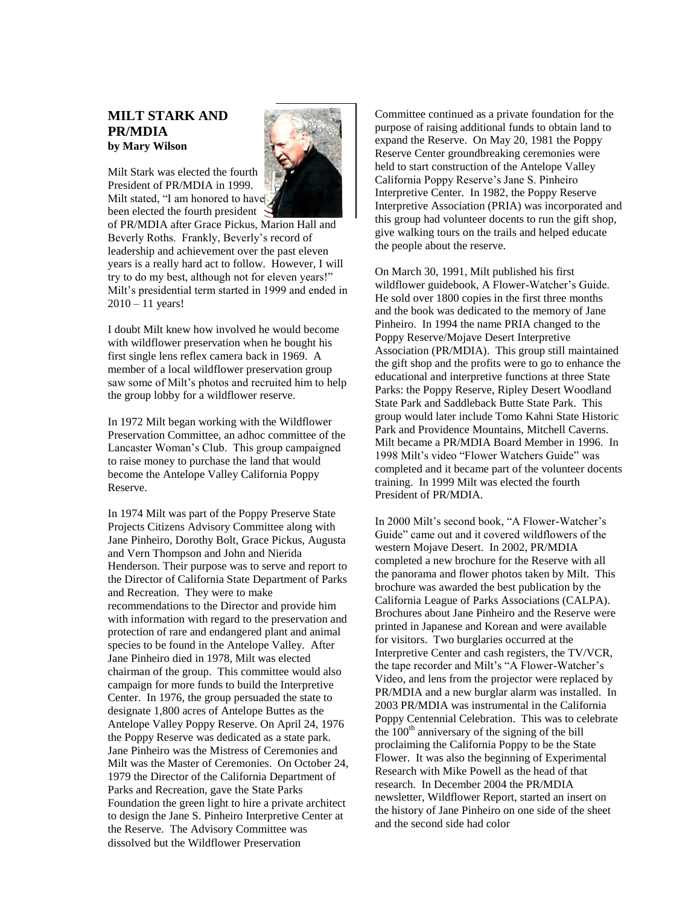## MILT STARK AND PR/MDIA

**by Mary Wilson**

Milt Stark was elected the fourth President of PR/MDIA in 1999. Milt stated, "I am honored to have been elected the fourth president of PR/MDIA after Grace Pickus, Marion Hall and Beverly Roths. Frankly, Beverly's record of leadership and achievement over the past eleven years is a really hard act to follow. However, I will try to do my best, although not for eleven years!" Milt's presidential term started in 1999 and ended in 2010 – 11 years!

I doubt Milt knew how involved he would become with wildflower preservation when he bought his first single lens reflex camera back in 1969. A member of a local wildflower preservation group saw some of Milt's photos and recruited him to help the group lobby for a wildflower reserve.

In 1972 Milt began working with the Wildflower Preservation Committee, an adhoc committee of the Lancaster Woman's Club. This group campaigned to raise money to purchase the land that would become the Antelope Valley California Poppy Reserve.

In 1974 Milt was part of the Poppy Preserve State Projects Citizens Advisory Committee along with Jane Pinheiro, Dorothy Bolt, Grace Pickus, Augusta and Vern Thompson and John and Nierida Henderson. Their purpose was to serve and report to the Director of California State Department of Parks and Recreation. They were to make recommendations to the Director and provide him with information with regard to the preservation and protection of rare and endangered plant and animal species to be found in the Antelope Valley. After Jane Pinheiro died in 1978, Milt was elected chairman of the group. This committee would also campaign for more funds to build the Interpretive Center. In 1976, the group persuaded the state to designate 1,800 acres of Antelope Buttes as the Antelope Valley Poppy Reserve. On April 24, 1976 the Poppy Reserve was dedicated as a state park. Jane Pinheiro was the Mistress of Ceremonies and Milt was the Master of Ceremonies. On October 24, 1979 the Director of the California Department of Parks and Recreation, gave the State Parks Foundation the green light to hire a private architect to design the Jane S. Pinheiro Interpretive Center at the Reserve. The Advisory Committee was dissolved but the Wildflower Preservation Committee continued as a private foundation for the purpose of raising additional funds to obtain land to expand the Reserve. On May 20, 1981 the Poppy Reserve Center groundbreaking ceremonies were held to start construction of the Antelope Valley California Poppy Reserve's Jane S. Pinheiro Interpretive Center. In 1982, the Poppy Reserve Interpretive Association (PRIA) was incorporated and this group had volunteer docents to run the gift shop, give walking tours on the trails and helped educate the people about the reserve.

On March 30, 1991, Milt published his first wildflower guidebook, A Flower-Watcher's Guide. He sold over 1800 copies in the first three months and the book was dedicated to the memory of Jane Pinheiro. In 1994 the name PRIA changed to the Poppy Reserve/Mojave Desert Interpretive Association (PR/MDIA). This group still maintained the gift shop and the profits were to go to enhance the educational and interpretive functions at three State Parks: the Poppy Reserve, Ripley Desert Woodland State Park and Saddleback Butte State Park. This group would later include Tomo Kahni State Historic Park and Providence Mountains, Mitchell Caverns. Milt became a PR/MDIA Board Member in 1996. In 1998 Milt's video "Flower Watchers Guide" was completed and it became part of the volunteer docents training. In 1999 Milt was elected the fourth President of PR/MDIA.

In 2000 Milt's second book, "A Flower-Watcher's Guide" came out and it covered wildflowers of the western Mojave Desert. In 2002, PR/MDIA completed a new brochure for the Reserve with all the panorama and flower photos taken by Milt. This brochure was awarded the best publication by the California League of Parks Associations (CALPA). Brochures about Jane Pinheiro and the Reserve were printed in Japanese and Korean and were available for visitors. Two burglaries occurred at the Interpretive Center and cash registers, the TV/VCR, the tape recorder and Milt's "A Flower-Watcher's Video, and lens from the projector were replaced by PR/MDIA and a new burglar alarm was installed. In 2003 PR/MDIA was instrumental in the California Poppy Centennial Celebration. This was to celebrate the 100th anniversary of the signing of the bill proclaiming the California Poppy to be the State Flower. It was also the beginning of Experimental Research with Mike Powell as the head of that research. In December 2004 the PR/MDIA newsletter, Wildflower Report, started an insert on the history of Jane Pinheiro on one side of the sheet and the second side had color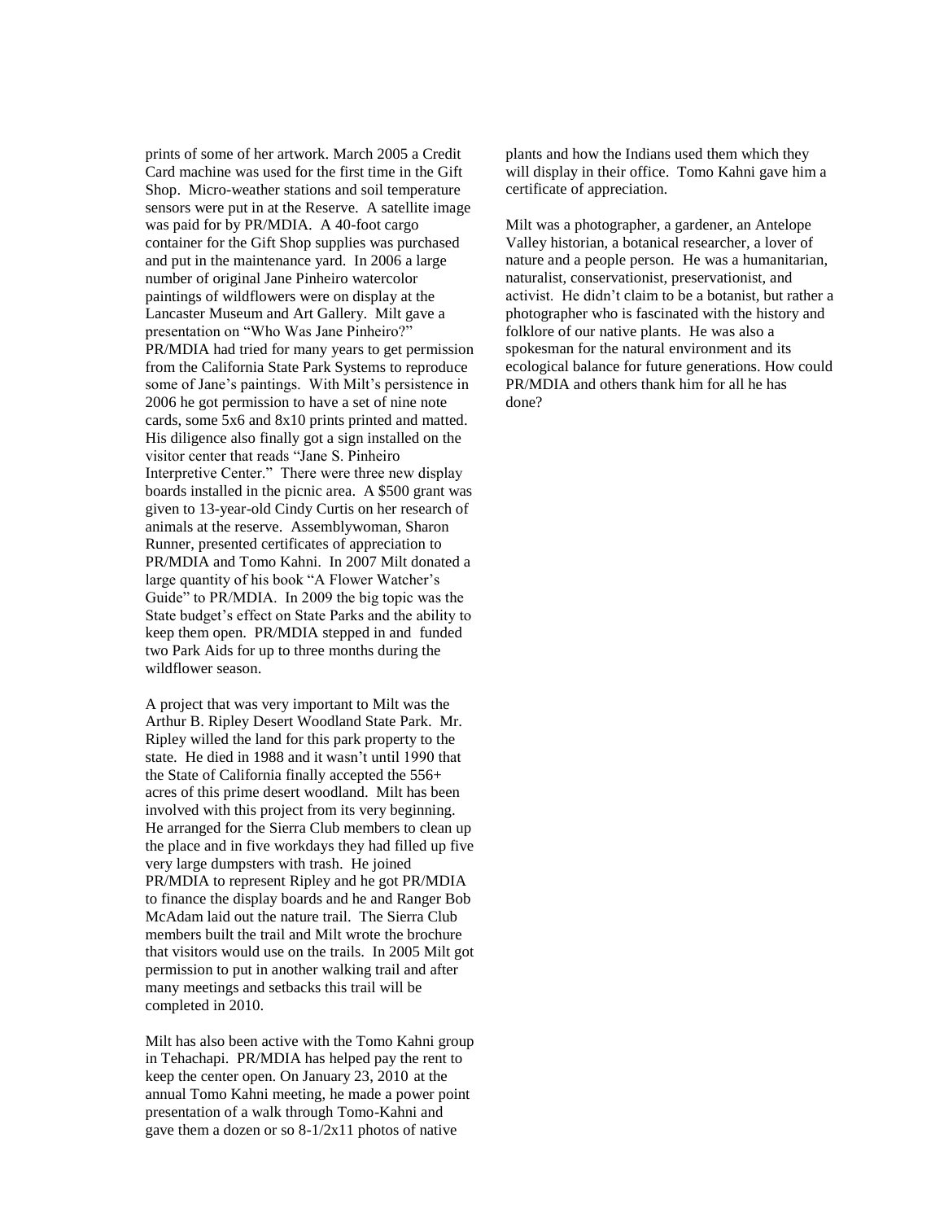prints of some of her artwork. March 2005 a Credit Card machine was used for the first time in the Gift Shop. Micro-weather stations and soil temperature sensors were put in at the Reserve. A satellite image was paid for by PR/MDIA. A 40-foot cargo container for the Gift Shop supplies was purchased and put in the maintenance yard. In 2006 a large number of original Jane Pinheiro watercolor paintings of wildflowers were on display at the Lancaster Museum and Art Gallery. Milt gave a presentation on "Who Was Jane Pinheiro?" PR/MDIA had tried for many years to get permission from the California State Park Systems to reproduce some of Jane's paintings. With Milt's persistence in 2006 he got permission to have a set of nine note cards, some 5x6 and 8x10 prints printed and matted. His diligence also finally got a sign installed on the visitor center that reads "Jane S. Pinheiro Interpretive Center." There were three new display boards installed in the picnic area. A $500 grant was given to 13-year-old Cindy Curtis on her research of animals at the reserve. Assemblywoman, Sharon Runner, presented certificates of appreciation to PR/MDIA and Tomo Kahni. In 2007 Milt donated a large quantity of his book "A Flower Watcher's Guide" to PR/MDIA. In 2009 the big topic was the State budget's effect on State Parks and the ability to keep them open. PR/MDIA stepped in and funded two Park Aids for up to three months during the wildflower season.

A project that was very important to Milt was the Arthur B. Ripley Desert Woodland State Park. Mr. Ripley willed the land for this park property to the state. He died in 1988 and it wasn't until 1990 that the State of California finally accepted the 556+ acres of this prime desert woodland. Milt has been involved with this project from its very beginning. He arranged for the Sierra Club members to clean up the place and in five workdays they had filled up five very large dumpsters with trash. He joined PR/MDIA to represent Ripley and he got PR/MDIA to finance the display boards and he and Ranger Bob McAdam laid out the nature trail. The Sierra Club members built the trail and Milt wrote the brochure that visitors would use on the trails. In 2005 Milt got permission to put in another walking trail and after many meetings and setbacks this trail will be completed in 2010.

Milt has also been active with the Tomo Kahni group in Tehachapi. PR/MDIA has helped pay the rent to keep the center open. On January 23, 2010 at the annual Tomo Kahni meeting, he made a power point presentation of a walk through Tomo-Kahni and gave them a dozen or so 8-1/2x11 photos of native plants and how the Indians used them which they will display in their office. Tomo Kahni gave him a certificate of appreciation.

Milt was a photographer, a gardener, an Antelope Valley historian, a botanical researcher, a lover of nature and a people person. He was a humanitarian, naturalist, conservationist, preservationist, and activist. He didn't claim to be a botanist, but rather a photographer who is fascinated with the history and folklore of our native plants. He was also a spokesman for the natural environment and its ecological balance for future generations. How could PR/MDIA and others thank him for all he has done?